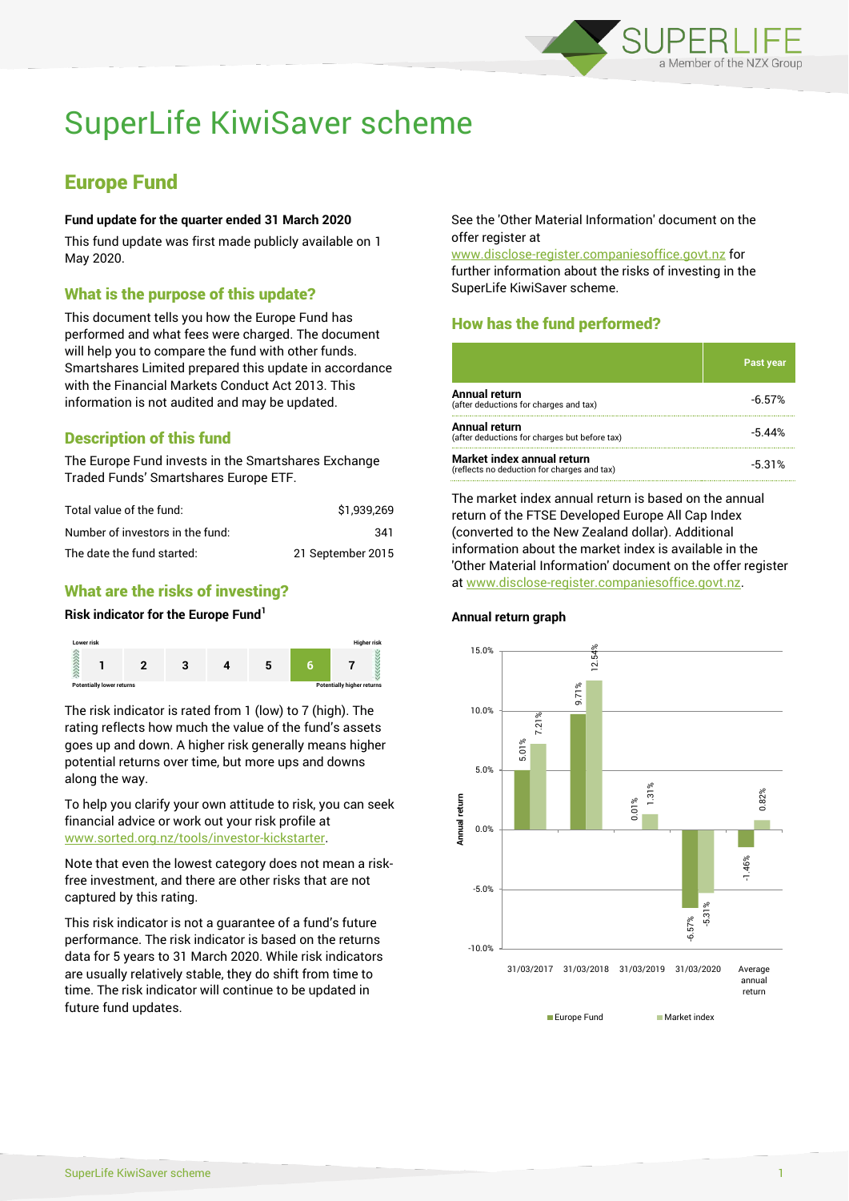# SuperLife KiwiSaver scheme

## Europe Fund

**Fund update for the quarter ended 31 March 2020**

This fund update was first made publicly available on 1 May 2020.

### What is the purpose of this update?

This document tells you how the Europe Fund has performed and what fees were charged. The document will help you to compare the fund with other funds. Smartshares Limited prepared this update in accordance with the Financial Markets Conduct Act 2013. This information is not audited and may be updated.

### Description of this fund

The Europe Fund invests in the Smartshares Exchange Traded Funds' Smartshares Europe ETF.

| | |
|---|---|
| Total value of the fund: | $1,939,269 |
| Number of investors in the fund: | 341 |
| The date the fund started: | 21 September 2015 |

### What are the risks of investing?

**Risk indicator for the Europe Fund[1]**

Lower risk — Higher risk

| 1 | 2 | 3 | 4 | 5 | **6** | 7 |
|---|---|---|---|---|---|---|

Potentially lower returns — Potentially higher returns

The risk indicator is rated from 1 (low) to 7 (high). The rating reflects how much the value of the fund's assets goes up and down. A higher risk generally means higher potential returns over time, but more ups and downs along the way.

To help you clarify your own attitude to risk, you can seek financial advice or work out your risk profile at www.sorted.org.nz/tools/investor-kickstarter.

Note that even the lowest category does not mean a risk-free investment, and there are other risks that are not captured by this rating.

This risk indicator is not a guarantee of a fund's future performance. The risk indicator is based on the returns data for 5 years to 31 March 2020. While risk indicators are usually relatively stable, they do shift from time to time. The risk indicator will continue to be updated in future fund updates.

See the 'Other Material Information' document on the offer register at www.disclose-register.companiesoffice.govt.nz for further information about the risks of investing in the SuperLife KiwiSaver scheme.

### How has the fund performed?

| | Past year |
|---|---|
| **Annual return** (after deductions for charges and tax) | -6.57% |
| **Annual return** (after deductions for charges but before tax) | -5.44% |
| **Market index annual return** (reflects no deduction for charges and tax) | -5.31% |

The market index annual return is based on the annual return of the FTSE Developed Europe All Cap Index (converted to the New Zealand dollar). Additional information about the market index is available in the 'Other Material Information' document on the offer register at www.disclose-register.companiesoffice.govt.nz.

**Annual return graph**

| | Europe Fund | Market index |
|---|---|---|
| 31/03/2017 | 5.01% | 7.21% |
| 31/03/2018 | 9.71% | 12.54% |
| 31/03/2019 | 0.01% | 1.31% |
| 31/03/2020 | -6.57% | -5.31% |
| Average annual return | -1.46% | 0.82% |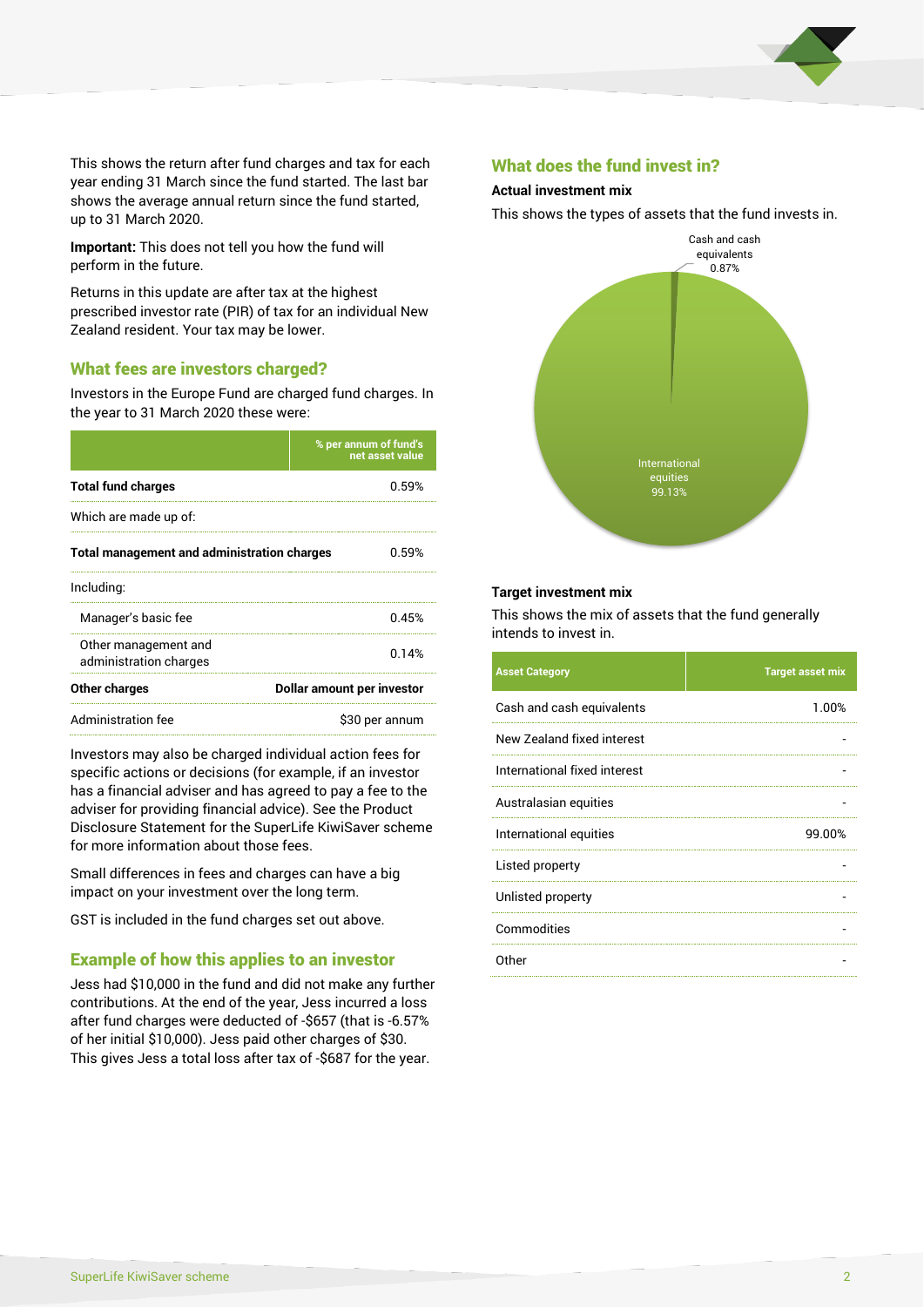This shows the return after fund charges and tax for each year ending 31 March since the fund started. The last bar shows the average annual return since the fund started, up to 31 March 2020.

**Important:** This does not tell you how the fund will perform in the future.

Returns in this update are after tax at the highest prescribed investor rate (PIR) of tax for an individual New Zealand resident. Your tax may be lower.

## What fees are investors charged?

Investors in the Europe Fund are charged fund charges. In the year to 31 March 2020 these were:

| | % per annum of fund's net asset value |
|---|---|
| **Total fund charges** | 0.59% |
| Which are made up of: | |
| **Total management and administration charges** | 0.59% |
| Including: | |
| Manager's basic fee | 0.45% |
| Other management and administration charges | 0.14% |
| **Other charges** | **Dollar amount per investor** |
| Administration fee | $30 per annum |

Investors may also be charged individual action fees for specific actions or decisions (for example, if an investor has a financial adviser and has agreed to pay a fee to the adviser for providing financial advice). See the Product Disclosure Statement for the SuperLife KiwiSaver scheme for more information about those fees.

Small differences in fees and charges can have a big impact on your investment over the long term.

GST is included in the fund charges set out above.

## Example of how this applies to an investor

Jess had $10,000 in the fund and did not make any further contributions. At the end of the year, Jess incurred a loss after fund charges were deducted of -$657 (that is -6.57% of her initial $10,000). Jess paid other charges of $30. This gives Jess a total loss after tax of -$687 for the year.

## What does the fund invest in?

### Actual investment mix

This shows the types of assets that the fund invests in.

Cash and cash equivalents 0.87%

International equities 99.13%

### Target investment mix

This shows the mix of assets that the fund generally intends to invest in.

| Asset Category | Target asset mix |
|---|---|
| Cash and cash equivalents | 1.00% |
| New Zealand fixed interest | - |
| International fixed interest | - |
| Australasian equities | - |
| International equities | 99.00% |
| Listed property | - |
| Unlisted property | - |
| Commodities | - |
| Other | - |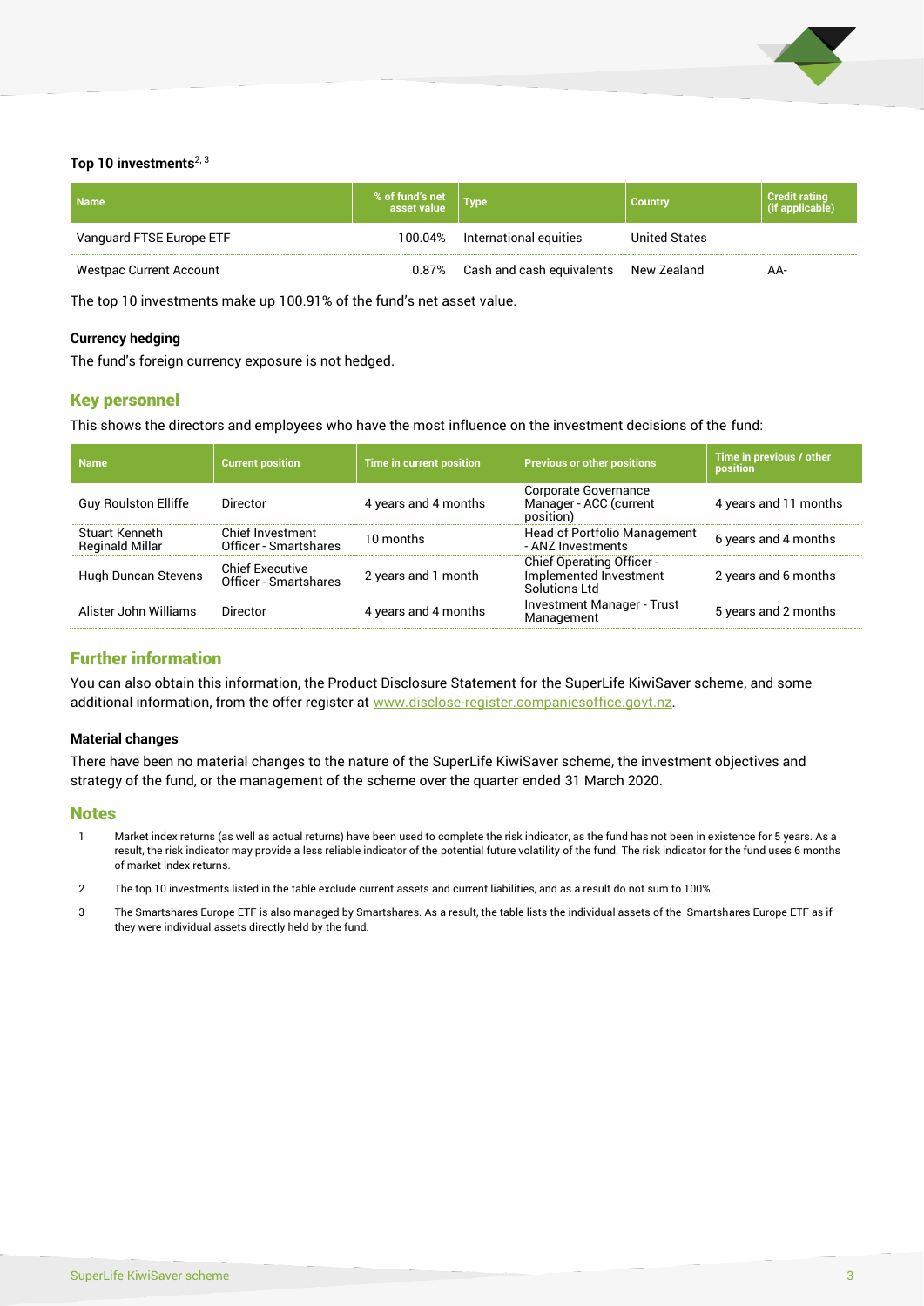### Top 10 investments[2, 3]

| Name | % of fund's net asset value | Type | Country | Credit rating (if applicable) |
|---|---|---|---|---|
| Vanguard FTSE Europe ETF | 100.04% | International equities | United States | |
| Westpac Current Account | 0.87% | Cash and cash equivalents | New Zealand | AA- |

The top 10 investments make up 100.91% of the fund's net asset value.

#### Currency hedging

The fund's foreign currency exposure is not hedged.

## Key personnel

This shows the directors and employees who have the most influence on the investment decisions of the fund:

| Name | Current position | Time in current position | Previous or other positions | Time in previous / other position |
|---|---|---|---|---|
| Guy Roulston Elliffe | Director | 4 years and 4 months | Corporate Governance Manager - ACC (current position) | 4 years and 11 months |
| Stuart Kenneth Reginald Millar | Chief Investment Officer - Smartshares | 10 months | Head of Portfolio Management - ANZ Investments | 6 years and 4 months |
| Hugh Duncan Stevens | Chief Executive Officer - Smartshares | 2 years and 1 month | Chief Operating Officer - Implemented Investment Solutions Ltd | 2 years and 6 months |
| Alister John Williams | Director | 4 years and 4 months | Investment Manager - Trust Management | 5 years and 2 months |

## Further information

You can also obtain this information, the Product Disclosure Statement for the SuperLife KiwiSaver scheme, and some additional information, from the offer register at www.disclose-register.companiesoffice.govt.nz.

#### Material changes

There have been no material changes to the nature of the SuperLife KiwiSaver scheme, the investment objectives and strategy of the fund, or the management of the scheme over the quarter ended 31 March 2020.

## Notes

1. Market index returns (as well as actual returns) have been used to complete the risk indicator, as the fund has not been in existence for 5 years. As a result, the risk indicator may provide a less reliable indicator of the potential future volatility of the fund. The risk indicator for the fund uses 6 months of market index returns.
2. The top 10 investments listed in the table exclude current assets and current liabilities, and as a result do not sum to 100%.
3. The Smartshares Europe ETF is also managed by Smartshares. As a result, the table lists the individual assets of the Smartshares Europe ETF as if they were individual assets directly held by the fund.